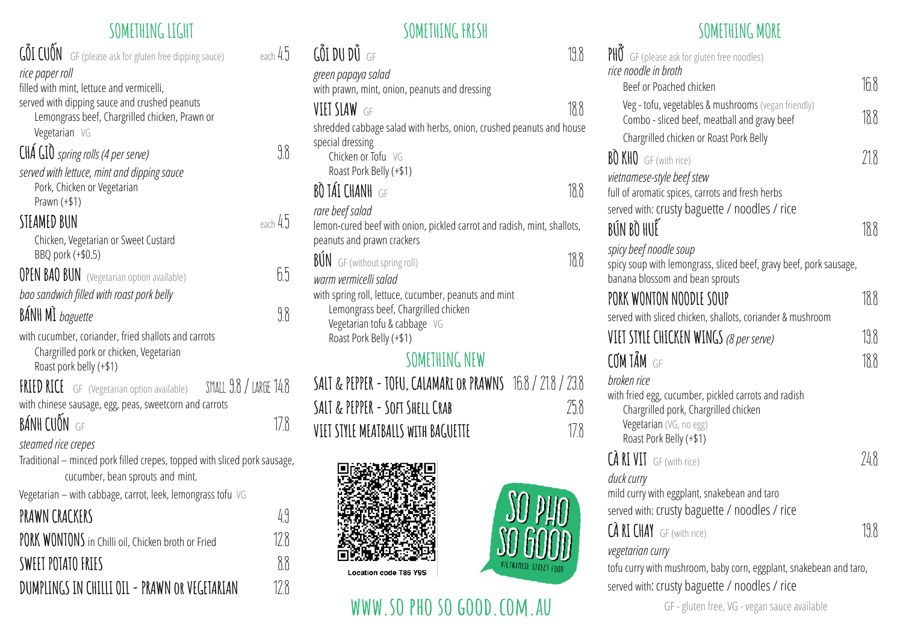## SOMETHING LIGHT

**GỎI CUỐN** GF (please ask for gluten free dipping sauce) — each 4.5

*rice paper roll*
filled with mint, lettuce and vermicelli,
served with dipping sauce and crushed peanuts
Lemongrass beef, Chargrilled chicken, Prawn or Vegetarian VG

**CHẢ GIÒ** *spring rolls (4 per serve)* — 9.8

*served with lettuce, mint and dipping sauce*
Pork, Chicken or Vegetarian
Prawn (+$1)

**STEAMED BUN** — each 4.5

Chicken, Vegetarian or Sweet Custard
BBQ pork (+$0.5)

**OPEN BAO BUN** (Vegetarian option available) — 6.5

*bao sandwich filled with roast pork belly*

**BÁNH MÌ** *baguette* — 9.8

with cucumber, coriander, fried shallots and carrots
Chargrilled pork or chicken, Vegetarian
Roast pork belly (+$1)

**FRIED RICE** GF (Vegetarian option available) — SMALL 9.8 / LARGE 14.8

with chinese sausage, egg, peas, sweetcorn and carrots

**BÁNH CUỐN** GF — 17.8

*steamed rice crepes*
Traditional – minced pork filled crepes, topped with sliced pork sausage, cucumber, bean sprouts and mint.
Vegetarian – with cabbage, carrot, leek, lemongrass tofu VG

**PRAWN CRACKERS** — 4.9

**PORK WONTONS** in Chilli oil, Chicken broth or Fried — 12.8

**SWEET POTATO FRIES** — 8.8

**DUMPLINGS IN CHILLI OIL - PRAWN OR VEGETARIAN** — 12.8

## SOMETHING FRESH

**GỎI DU ĐỦ** GF — 19.8

*green papaya salad*
with prawn, mint, onion, peanuts and dressing

**VIET SLAW** GF — 18.8

shredded cabbage salad with herbs, onion, crushed peanuts and house special dressing
Chicken or Tofu VG
Roast Pork Belly (+$1)

**BÒ TÁI CHANH** GF — 18.8

*rare beef salad*
lemon-cured beef with onion, pickled carrot and radish, mint, shallots, peanuts and prawn crackers

**BÚN** GF (without spring roll) — 18.8

*warm vermicelli salad*
with spring roll, lettuce, cucumber, peanuts and mint
Lemongrass beef, Chargrilled chicken
Vegetarian tofu & cabbage VG
Roast Pork Belly (+$1)

## SOMETHING NEW

**SALT & PEPPER - TOFU, CALAMARI OR PRAWNS** — 16.8 / 21.8 / 23.8

**SALT & PEPPER - SOFT SHELL CRAB** — 25.8

**VIET STYLE MEATBALLS WITH BAGUETTE** — 17.8

Location code T86 Y9S

SO PHO SO GOOD
VIETNAMESE STREET FOOD

**WWW.SO PHO SO GOOD.COM.AU**

## SOMETHING MORE

**PHỞ** GF (please ask for gluten free noodles)

*rice noodle in broth*
Beef or Poached chicken — 16.8
Veg - tofu, vegetables & mushrooms (vegan friendly)
Combo - sliced beef, meatball and gravy beef — 18.8
Chargrilled chicken or Roast Pork Belly

**BÒ KHO** GF (with rice) — 21.8

*vietnamese-style beef stew*
full of aromatic spices, carrots and fresh herbs
served with: crusty baguette / noodles / rice

**BÚN BÒ HUẾ** — 18.8

*spicy beef noodle soup*
spicy soup with lemongrass, sliced beef, gravy beef, pork sausage, banana blossom and bean sprouts

**PORK WONTON NOODLE SOUP** — 18.8

served with sliced chicken, shallots, coriander & mushroom

**VIET STYLE CHICKEN WINGS** *(8 per serve)* — 19.8

**CƠM TẤM** GF — 18.8

*broken rice*
with fried egg, cucumber, pickled carrots and radish
Chargrilled pork, Chargrilled chicken
Vegetarian (VG, no egg)
Roast Pork Belly (+$1)

**CÀ RI VỊT** GF (with rice) — 24.8

*duck curry*
mild curry with eggplant, snakebean and taro
served with: crusty baguette / noodles / rice

**CÀ RI CHAY** GF (with rice) — 19.8

*vegetarian curry*
tofu curry with mushroom, baby corn, eggplant, snakebean and taro,
served with: crusty baguette / noodles / rice

GF - gluten free, VG - vegan sauce available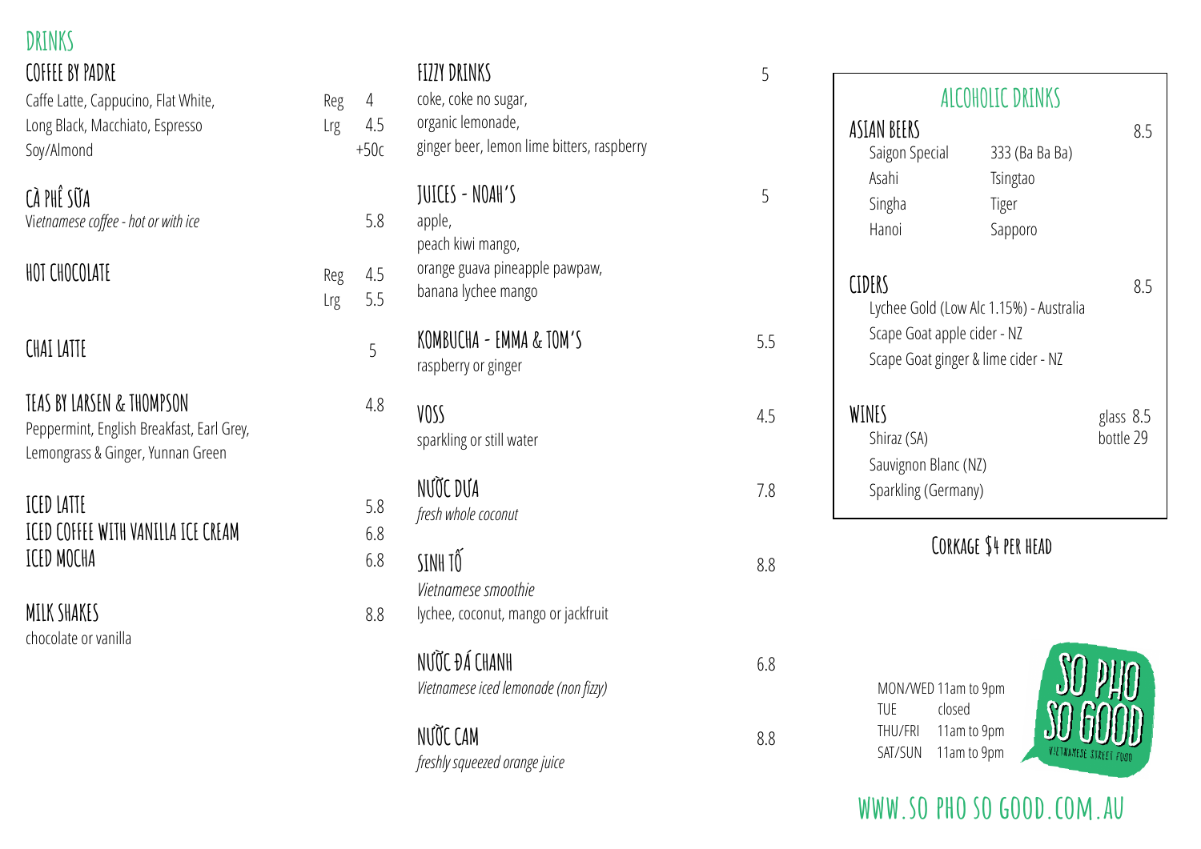# DRINKS

## COFFEE BY PADRE

Caffe Latte, Cappucino, Flat White, Long Black, Macchiato, Espresso — Reg 4 / Lrg 4.5

Soy/Almond +50c

## CÀ PHÊ SỮA

*Vietnamese coffee - hot or with ice* — 5.8

## HOT CHOCOLATE

Reg 4.5 / Lrg 5.5

## CHAI LATTE

5

## TEAS BY LARSEN & THOMPSON

4.8

Peppermint, English Breakfast, Earl Grey, Lemongrass & Ginger, Yunnan Green

## ICED LATTE

5.8

## ICED COFFEE WITH VANILLA ICE CREAM

6.8

## ICED MOCHA

6.8

## MILK SHAKES

8.8

chocolate or vanilla

## FIZZY DRINKS

5

coke, coke no sugar,
organic lemonade,
ginger beer, lemon lime bitters, raspberry

## JUICES - NOAH'S

5

apple,
peach kiwi mango,
orange guava pineapple pawpaw,
banana lychee mango

## KOMBUCHA - EMMA & TOM'S

5.5

raspberry or ginger

## VOSS

4.5

sparkling or still water

## NƯỚC DỪA

7.8

*fresh whole coconut*

## SINH TỐ

8.8

*Vietnamese smoothie*
lychee, coconut, mango or jackfruit

## NƯỚC ĐÁ CHANH

6.8

*Vietnamese iced lemonade (non fizzy)*

## NƯỚC CAM

8.8

*freshly squeezed orange juice*

## ALCOHOLIC DRINKS

### ASIAN BEERS

8.5

Saigon Special, 333 (Ba Ba Ba), Asahi, Tsingtao, Singha, Tiger, Hanoi, Sapporo

### CIDERS

8.5

Lychee Gold (Low Alc 1.15%) - Australia
Scape Goat apple cider - NZ
Scape Goat ginger & lime cider - NZ

### WINES

glass 8.5 / bottle 29

Shiraz (SA)
Sauvignon Blanc (NZ)
Sparkling (Germany)

**Corkage $4 per head**

| | |
|---|---|
| MON/WED | 11am to 9pm |
| TUE | closed |
| THU/FRI | 11am to 9pm |
| SAT/SUN | 11am to 9pm |

SO PHO SO GOOD
VIETNAMESE STREET FOOD

WWW.SO PHO SO GOOD.COM.AU